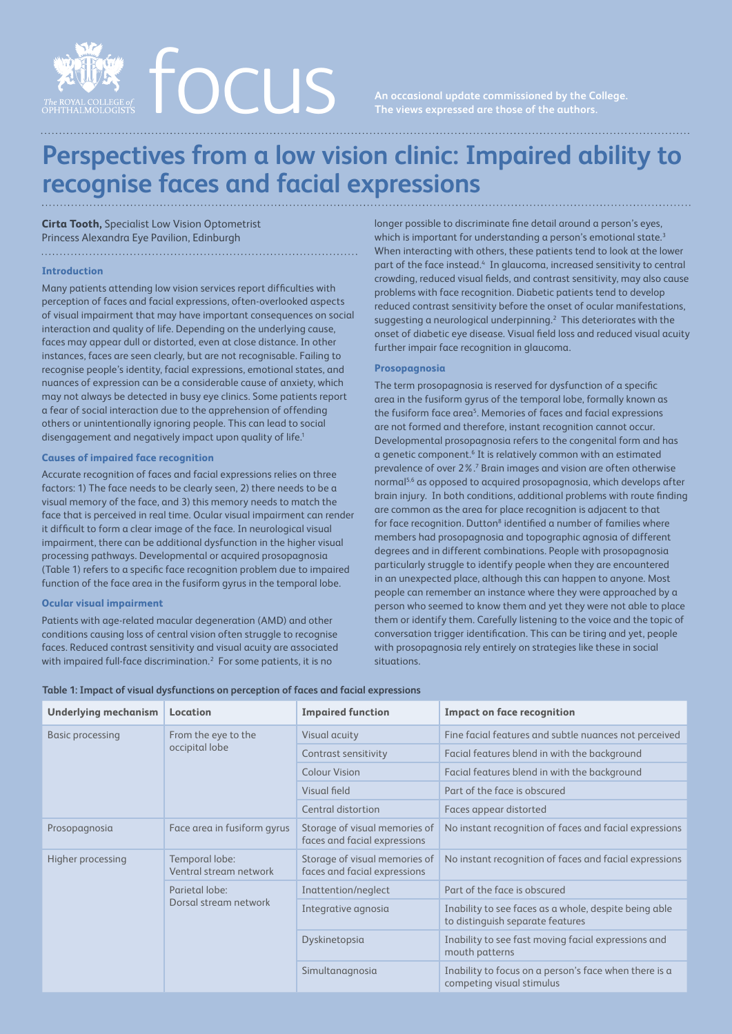focus

An occasional update commissioned by the College. The views expressed are those of the authors.

# Perspectives from a low vision clinic: Impaired ability to recognise faces and facial expressions

**Cirta Tooth,** Specialist Low Vision Optometrist
Princess Alexandra Eye Pavilion, Edinburgh

## Introduction

Many patients attending low vision services report difficulties with perception of faces and facial expressions, often-overlooked aspects of visual impairment that may have important consequences on social interaction and quality of life. Depending on the underlying cause, faces may appear dull or distorted, even at close distance. In other instances, faces are seen clearly, but are not recognisable. Failing to recognise people's identity, facial expressions, emotional states, and nuances of expression can be a considerable cause of anxiety, which may not always be detected in busy eye clinics. Some patients report a fear of social interaction due to the apprehension of offending others or unintentionally ignoring people. This can lead to social disengagement and negatively impact upon quality of life.[1]

## Causes of impaired face recognition

Accurate recognition of faces and facial expressions relies on three factors: 1) The face needs to be clearly seen, 2) there needs to be a visual memory of the face, and 3) this memory needs to match the face that is perceived in real time. Ocular visual impairment can render it difficult to form a clear image of the face. In neurological visual impairment, there can be additional dysfunction in the higher visual processing pathways. Developmental or acquired prosopagnosia (Table 1) refers to a specific face recognition problem due to impaired function of the face area in the fusiform gyrus in the temporal lobe.

## Ocular visual impairment

Patients with age-related macular degeneration (AMD) and other conditions causing loss of central vision often struggle to recognise faces. Reduced contrast sensitivity and visual acuity are associated with impaired full-face discrimination.[2] For some patients, it is no longer possible to discriminate fine detail around a person's eyes, which is important for understanding a person's emotional state.[3] When interacting with others, these patients tend to look at the lower part of the face instead.[4] In glaucoma, increased sensitivity to central crowding, reduced visual fields, and contrast sensitivity, may also cause problems with face recognition. Diabetic patients tend to develop reduced contrast sensitivity before the onset of ocular manifestations, suggesting a neurological underpinning.[2] This deteriorates with the onset of diabetic eye disease. Visual field loss and reduced visual acuity further impair face recognition in glaucoma.

## Prosopagnosia

The term prosopagnosia is reserved for dysfunction of a specific area in the fusiform gyrus of the temporal lobe, formally known as the fusiform face area[5]. Memories of faces and facial expressions are not formed and therefore, instant recognition cannot occur. Developmental prosopagnosia refers to the congenital form and has a genetic component.[6] It is relatively common with an estimated prevalence of over 2%.[7] Brain images and vision are often otherwise normal[5,6] as opposed to acquired prosopagnosia, which develops after brain injury. In both conditions, additional problems with route finding are common as the area for place recognition is adjacent to that for face recognition. Dutton[8] identified a number of families where members had prosopagnosia and topographic agnosia of different degrees and in different combinations. People with prosopagnosia particularly struggle to identify people when they are encountered in an unexpected place, although this can happen to anyone. Most people can remember an instance where they were approached by a person who seemed to know them and yet they were not able to place them or identify them. Carefully listening to the voice and the topic of conversation trigger identification. This can be tiring and yet, people with prosopagnosia rely entirely on strategies like these in social situations.

**Table 1: Impact of visual dysfunctions on perception of faces and facial expressions**

| Underlying mechanism | Location | Impaired function | Impact on face recognition |
|---|---|---|---|
| Basic processing | From the eye to the occipital lobe | Visual acuity | Fine facial features and subtle nuances not perceived |
| | | Contrast sensitivity | Facial features blend in with the background |
| | | Colour Vision | Facial features blend in with the background |
| | | Visual field | Part of the face is obscured |
| | | Central distortion | Faces appear distorted |
| Prosopagnosia | Face area in fusiform gyrus | Storage of visual memories of faces and facial expressions | No instant recognition of faces and facial expressions |
| Higher processing | Temporal lobe: Ventral stream network | Storage of visual memories of faces and facial expressions | No instant recognition of faces and facial expressions |
| | Parietal lobe: Dorsal stream network | Inattention/neglect | Part of the face is obscured |
| | | Integrative agnosia | Inability to see faces as a whole, despite being able to distinguish separate features |
| | | Dyskinetopsia | Inability to see fast moving facial expressions and mouth patterns |
| | | Simultanagnosia | Inability to focus on a person's face when there is a competing visual stimulus |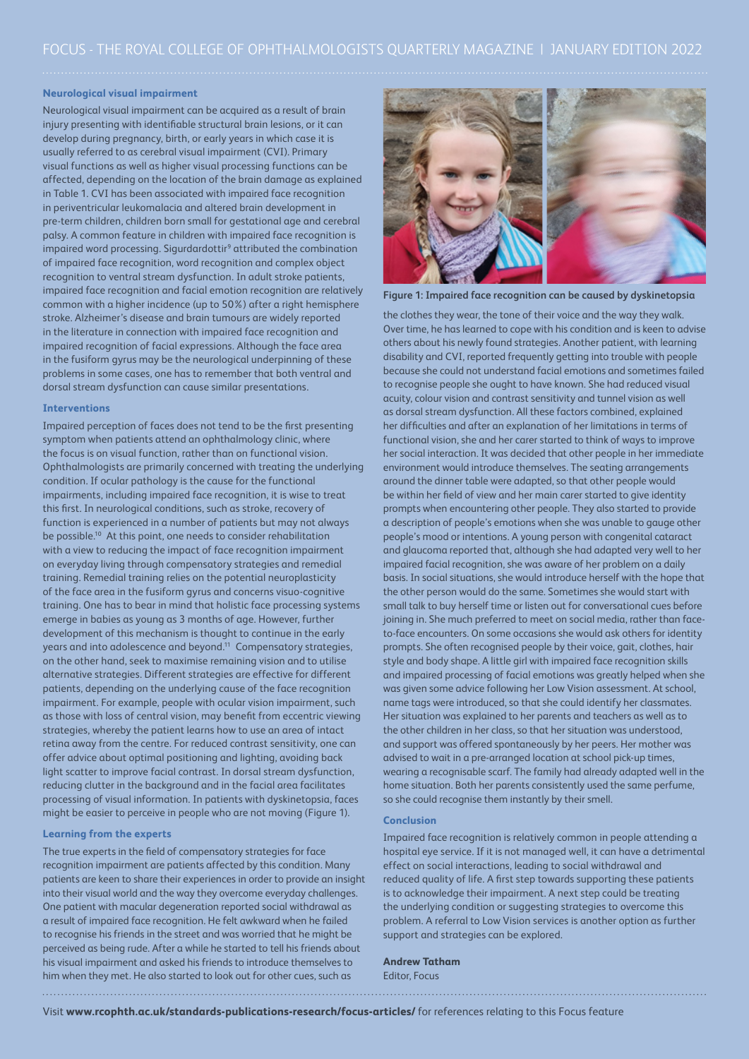### Neurological visual impairment

Neurological visual impairment can be acquired as a result of brain injury presenting with identifiable structural brain lesions, or it can develop during pregnancy, birth, or early years in which case it is usually referred to as cerebral visual impairment (CVI). Primary visual functions as well as higher visual processing functions can be affected, depending on the location of the brain damage as explained in Table 1. CVI has been associated with impaired face recognition in periventricular leukomalacia and altered brain development in pre-term children, children born small for gestational age and cerebral palsy. A common feature in children with impaired face recognition is impaired word processing. Sigurdardottir[9] attributed the combination of impaired face recognition, word recognition and complex object recognition to ventral stream dysfunction. In adult stroke patients, impaired face recognition and facial emotion recognition are relatively common with a higher incidence (up to 50%) after a right hemisphere stroke. Alzheimer's disease and brain tumours are widely reported in the literature in connection with impaired face recognition and impaired recognition of facial expressions. Although the face area in the fusiform gyrus may be the neurological underpinning of these problems in some cases, one has to remember that both ventral and dorsal stream dysfunction can cause similar presentations.

### Interventions

Impaired perception of faces does not tend to be the first presenting symptom when patients attend an ophthalmology clinic, where the focus is on visual function, rather than on functional vision. Ophthalmologists are primarily concerned with treating the underlying condition. If ocular pathology is the cause for the functional impairments, including impaired face recognition, it is wise to treat this first. In neurological conditions, such as stroke, recovery of function is experienced in a number of patients but may not always be possible.[10] At this point, one needs to consider rehabilitation with a view to reducing the impact of face recognition impairment on everyday living through compensatory strategies and remedial training. Remedial training relies on the potential neuroplasticity of the face area in the fusiform gyrus and concerns visuo-cognitive training. One has to bear in mind that holistic face processing systems emerge in babies as young as 3 months of age. However, further development of this mechanism is thought to continue in the early years and into adolescence and beyond.[11] Compensatory strategies, on the other hand, seek to maximise remaining vision and to utilise alternative strategies. Different strategies are effective for different patients, depending on the underlying cause of the face recognition impairment. For example, people with ocular vision impairment, such as those with loss of central vision, may benefit from eccentric viewing strategies, whereby the patient learns how to use an area of intact retina away from the centre. For reduced contrast sensitivity, one can offer advice about optimal positioning and lighting, avoiding back light scatter to improve facial contrast. In dorsal stream dysfunction, reducing clutter in the background and in the facial area facilitates processing of visual information. In patients with dyskinetopsia, faces might be easier to perceive in people who are not moving (Figure 1).

### Learning from the experts

The true experts in the field of compensatory strategies for face recognition impairment are patients affected by this condition. Many patients are keen to share their experiences in order to provide an insight into their visual world and the way they overcome everyday challenges. One patient with macular degeneration reported social withdrawal as a result of impaired face recognition. He felt awkward when he failed to recognise his friends in the street and was worried that he might be perceived as being rude. After a while he started to tell his friends about his visual impairment and asked his friends to introduce themselves to him when they met. He also started to look out for other cues, such as the clothes they wear, the tone of their voice and the way they walk. Over time, he has learned to cope with his condition and is keen to advise others about his newly found strategies. Another patient, with learning disability and CVI, reported frequently getting into trouble with people because she could not understand facial emotions and sometimes failed to recognise people she ought to have known. She had reduced visual acuity, colour vision and contrast sensitivity and tunnel vision as well as dorsal stream dysfunction. All these factors combined, explained her difficulties and after an explanation of her limitations in terms of functional vision, she and her carer started to think of ways to improve her social interaction. It was decided that other people in her immediate environment would introduce themselves. The seating arrangements around the dinner table were adapted, so that other people would be within her field of view and her main carer started to give identity prompts when encountering other people. They also started to provide a description of people's emotions when she was unable to gauge other people's mood or intentions. A young person with congenital cataract and glaucoma reported that, although she had adapted very well to her impaired facial recognition, she was aware of her problem on a daily basis. In social situations, she would introduce herself with the hope that the other person would do the same. Sometimes she would start with small talk to buy herself time or listen out for conversational cues before joining in. She much preferred to meet on social media, rather than face-to-face encounters. On some occasions she would ask others for identity prompts. She often recognised people by their voice, gait, clothes, hair style and body shape. A little girl with impaired face recognition skills and impaired processing of facial emotions was greatly helped when she was given some advice following her Low Vision assessment. At school, name tags were introduced, so that she could identify her classmates. Her situation was explained to her parents and teachers as well as to the other children in her class, so that her situation was understood, and support was offered spontaneously by her peers. Her mother was advised to wait in a pre-arranged location at school pick-up times, wearing a recognisable scarf. The family had already adapted well in the home situation. Both her parents consistently used the same perfume, so she could recognise them instantly by their smell.

**Figure 1: Impaired face recognition can be caused by dyskinetopsia**

### Conclusion

Impaired face recognition is relatively common in people attending a hospital eye service. If it is not managed well, it can have a detrimental effect on social interactions, leading to social withdrawal and reduced quality of life. A first step towards supporting these patients is to acknowledge their impairment. A next step could be treating the underlying condition or suggesting strategies to overcome this problem. A referral to Low Vision services is another option as further support and strategies can be explored.

**Andrew Tatham**
Editor, Focus

Visit **www.rcophth.ac.uk/standards-publications-research/focus-articles/** for references relating to this Focus feature